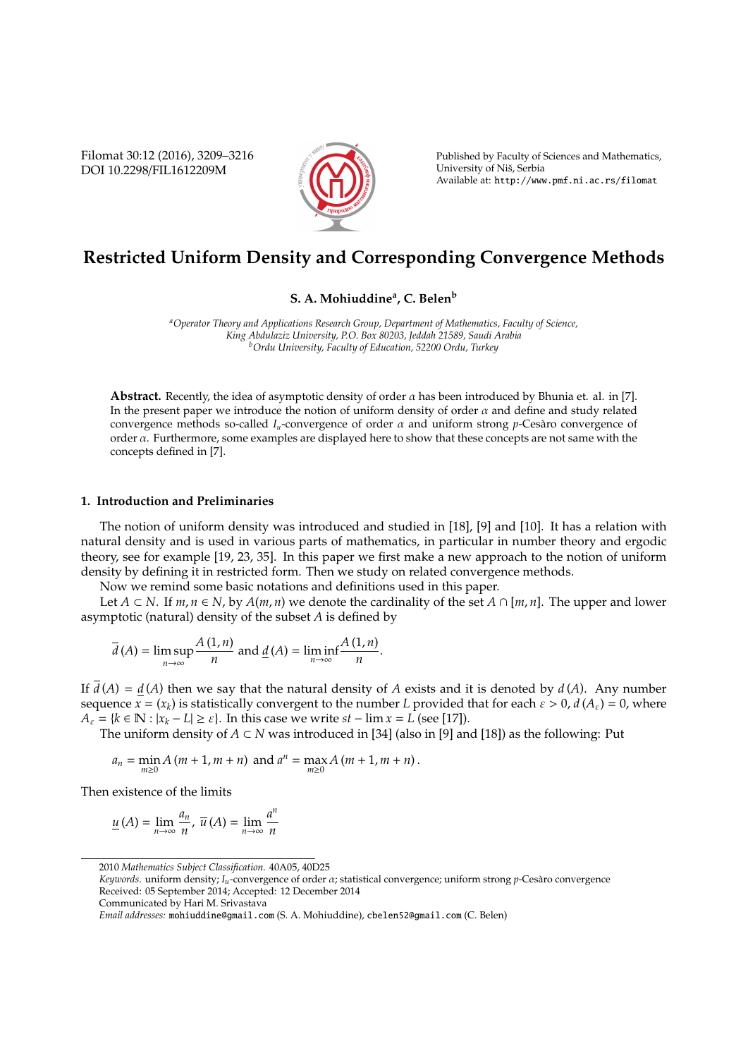# Restricted Uniform Density and Corresponding Convergence Methods

**S. A. Mohiuddine[a], C. Belen[b]**

[a]*Operator Theory and Applications Research Group, Department of Mathematics, Faculty of Science, King Abdulaziz University, P.O. Box 80203, Jeddah 21589, Saudi Arabia*
[b]*Ordu University, Faculty of Education, 52200 Ordu, Turkey*

**Abstract.** Recently, the idea of asymptotic density of order $\alpha$ has been introduced by Bhunia et. al. in [7]. In the present paper we introduce the notion of uniform density of order $\alpha$ and define and study related convergence methods so-called $I_u$-convergence of order $\alpha$ and uniform strong $p$-Cesàro convergence of order $\alpha$. Furthermore, some examples are displayed here to show that these concepts are not same with the concepts defined in [7].

## 1. Introduction and Preliminaries

The notion of uniform density was introduced and studied in [18], [9] and [10]. It has a relation with natural density and is used in various parts of mathematics, in particular in number theory and ergodic theory, see for example [19, 23, 35]. In this paper we first make a new approach to the notion of uniform density by defining it in restricted form. Then we study on related convergence methods.

Now we remind some basic notations and definitions used in this paper.

Let $A \subset N$. If $m, n \in N$, by $A(m,n)$ we denote the cardinality of the set $A \cap [m,n]$. The upper and lower asymptotic (natural) density of the subset $A$ is defined by

$$\overline{d}(A) = \limsup_{n\to\infty} \frac{A(1,n)}{n} \text{ and } \underline{d}(A) = \liminf_{n\to\infty} \frac{A(1,n)}{n}.$$

If $\overline{d}(A) = \underline{d}(A)$ then we say that the natural density of $A$ exists and it is denoted by $d(A)$. Any number sequence $x = (x_k)$ is statistically convergent to the number $L$ provided that for each $\varepsilon > 0$, $d(A_\varepsilon) = 0$, where $A_\varepsilon = \{k \in \mathbb{N} : |x_k - L| \geq \varepsilon\}$. In this case we write $st - \lim x = L$ (see [17]).

The uniform density of $A \subset N$ was introduced in [34] (also in [9] and [18]) as the following: Put

$$a_n = \min_{m\geq 0} A(m+1, m+n) \text{ and } a^n = \max_{m\geq 0} A(m+1, m+n).$$

Then existence of the limits

$$\underline{u}(A) = \lim_{n\to\infty} \frac{a_n}{n}, \ \overline{u}(A) = \lim_{n\to\infty} \frac{a^n}{n}$$

---

2010 *Mathematics Subject Classification.* 40A05, 40D25

*Keywords.* uniform density; $I_u$-convergence of order $\alpha$; statistical convergence; uniform strong $p$-Cesàro convergence

Received: 05 September 2014; Accepted: 12 December 2014

Communicated by Hari M. Srivastava

*Email addresses:* mohiuddine@gmail.com (S. A. Mohiuddine), cbelen52@gmail.com (C. Belen)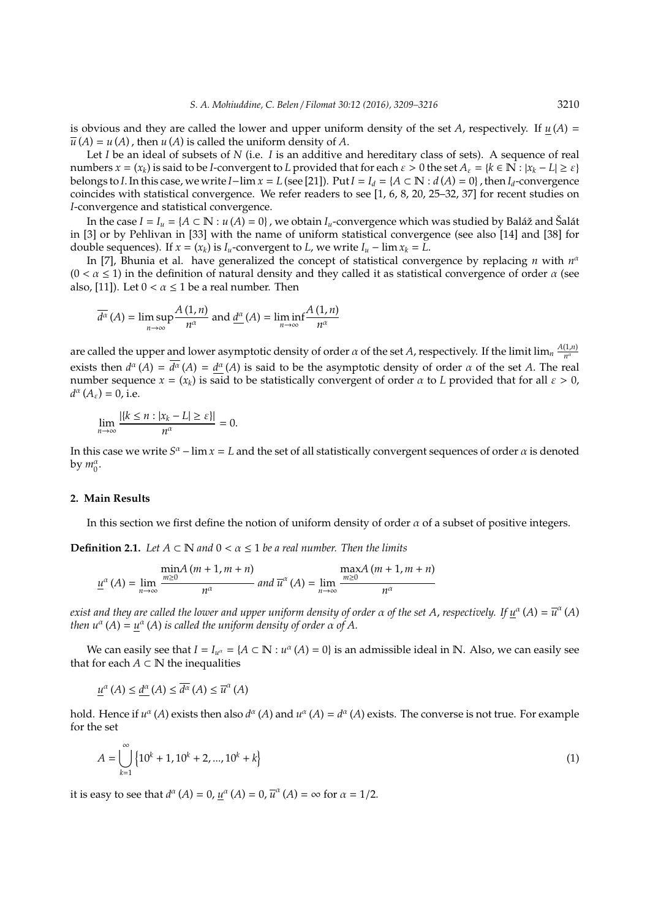is obvious and they are called the lower and upper uniform density of the set $A$, respectively. If $\underline{u}(A) = \overline{u}(A) = u(A)$, then $u(A)$ is called the uniform density of $A$.

Let $I$ be an ideal of subsets of $N$ (i.e. $I$ is an additive and hereditary class of sets). A sequence of real numbers $x = (x_k)$ is said to be $I$-convergent to $L$ provided that for each $\varepsilon > 0$ the set $A_\varepsilon = \{k \in \mathbb{N} : |x_k - L| \geq \varepsilon\}$ belongs to $I$. In this case, we write $I-\lim x = L$ (see [21]). Put $I = I_d = \{A \subset \mathbb{N} : d(A) = 0\}$, then $I_d$-convergence coincides with statistical convergence. We refer readers to see [1, 6, 8, 20, 25–32, 37] for recent studies on $I$-convergence and statistical convergence.

In the case $I = I_u = \{A \subset \mathbb{N} : u(A) = 0\}$, we obtain $I_u$-convergence which was studied by Baláž and Šalát in [3] or by Pehlivan in [33] with the name of uniform statistical convergence (see also [14] and [38] for double sequences). If $x = (x_k)$ is $I_u$-convergent to $L$, we write $I_u - \lim x_k = L$.

In [7], Bhunia et al. have generalized the concept of statistical convergence by replacing $n$ with $n^\alpha$ $(0 < \alpha \leq 1)$ in the definition of natural density and they called it as statistical convergence of order $\alpha$ (see also, [11]). Let $0 < \alpha \leq 1$ be a real number. Then

$$\overline{d^\alpha}(A) = \limsup_{n\to\infty} \frac{A(1,n)}{n^\alpha} \text{ and } \underline{d^\alpha}(A) = \liminf_{n\to\infty} \frac{A(1,n)}{n^\alpha}$$

are called the upper and lower asymptotic density of order $\alpha$ of the set $A$, respectively. If the limit $\lim_n \frac{A(1,n)}{n^\alpha}$ exists then $d^\alpha(A) = \overline{d^\alpha}(A) = \underline{d^\alpha}(A)$ is said to be the asymptotic density of order $\alpha$ of the set $A$. The real number sequence $x = (x_k)$ is said to be statistically convergent of order $\alpha$ to $L$ provided that for all $\varepsilon > 0$, $d^\alpha(A_\varepsilon) = 0$, i.e.

$$\lim_{n\to\infty} \frac{|\{k \leq n : |x_k - L| \geq \varepsilon\}|}{n^\alpha} = 0.$$

In this case we write $S^\alpha - \lim x = L$ and the set of all statistically convergent sequences of order $\alpha$ is denoted by $m_0^\alpha$.

## 2. Main Results

In this section we first define the notion of uniform density of order $\alpha$ of a subset of positive integers.

**Definition 2.1.** *Let $A \subset \mathbb{N}$ and $0 < \alpha \leq 1$ be a real number. Then the limits*

$$\underline{u}^\alpha(A) = \lim_{n\to\infty} \frac{\min\limits_{m\geq 0} A(m+1, m+n)}{n^\alpha} \text{ and } \overline{u}^\alpha(A) = \lim_{n\to\infty} \frac{\max\limits_{m\geq 0} A(m+1, m+n)}{n^\alpha}$$

*exist and they are called the lower and upper uniform density of order $\alpha$ of the set $A$, respectively. If $\underline{u}^\alpha(A) = \overline{u}^\alpha(A)$ then $u^\alpha(A) = \underline{u}^\alpha(A)$ is called the uniform density of order $\alpha$ of $A$.*

We can easily see that $I = I_{u^\alpha} = \{A \subset \mathbb{N} : u^\alpha(A) = 0\}$ is an admissible ideal in $\mathbb{N}$. Also, we can easily see that for each $A \subset \mathbb{N}$ the inequalities

$$\underline{u}^\alpha(A) \leq \underline{d^\alpha}(A) \leq \overline{d^\alpha}(A) \leq \overline{u}^\alpha(A)$$

hold. Hence if $u^\alpha(A)$ exists then also $d^\alpha(A)$ and $u^\alpha(A) = d^\alpha(A)$ exists. The converse is not true. For example for the set

$$A = \bigcup_{k=1}^{\infty} \left\{10^k + 1, 10^k + 2, ..., 10^k + k\right\} \tag{1}$$

it is easy to see that $d^\alpha(A) = 0$, $\underline{u}^\alpha(A) = 0$, $\overline{u}^\alpha(A) = \infty$ for $\alpha = 1/2$.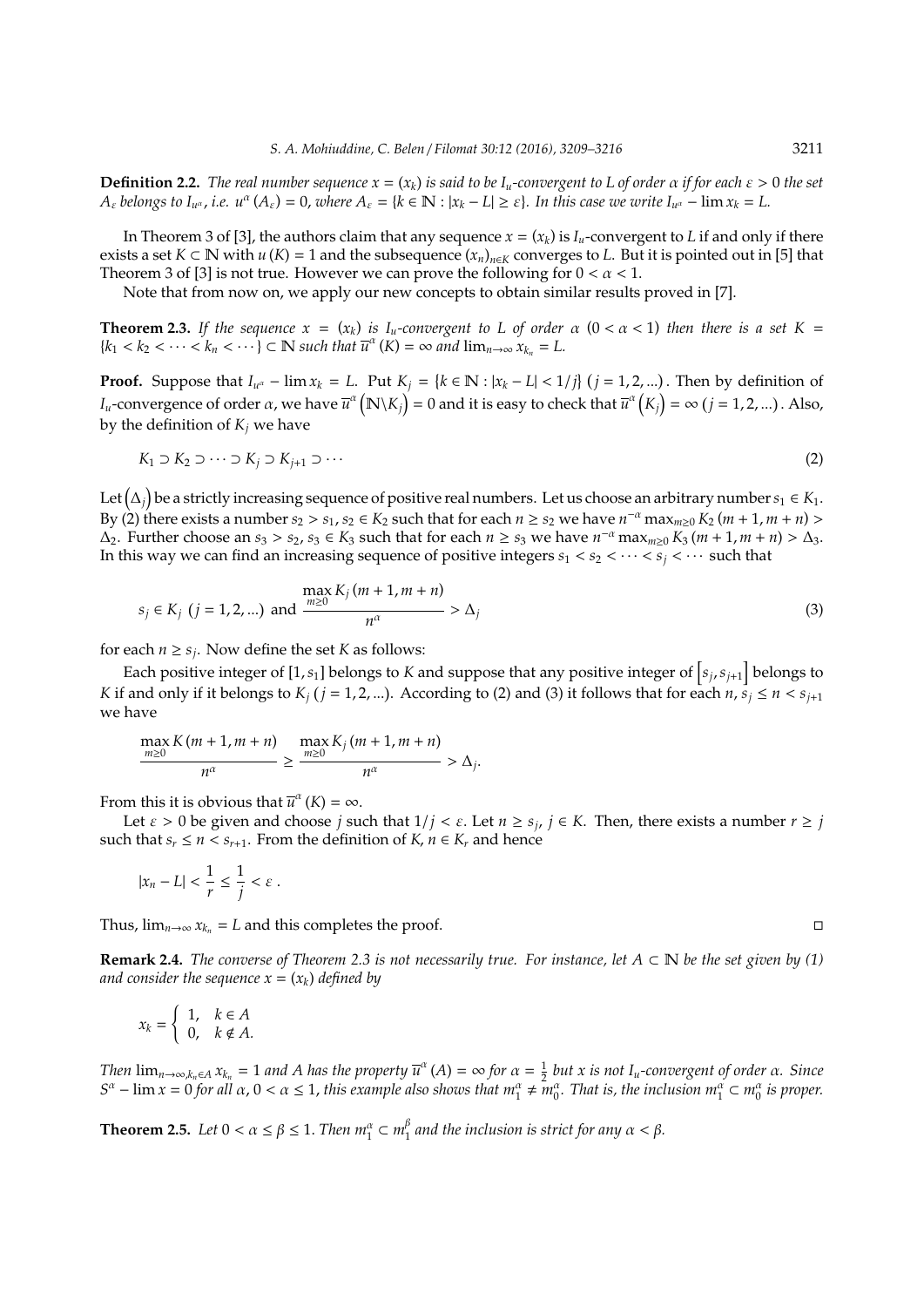**Definition 2.2.** *The real number sequence $x = (x_k)$ is said to be $I_u$-convergent to $L$ of order $\alpha$ if for each $\varepsilon > 0$ the set $A_\varepsilon$ belongs to $I_{u^\alpha}$, i.e. $u^\alpha(A_\varepsilon) = 0$, where $A_\varepsilon = \{k \in \mathbb{N} : |x_k - L| \geq \varepsilon\}$. In this case we write $I_{u^\alpha} - \lim x_k = L$.*

In Theorem 3 of [3], the authors claim that any sequence $x = (x_k)$ is $I_u$-convergent to $L$ if and only if there exists a set $K \subset \mathbb{N}$ with $u(K) = 1$ and the subsequence $(x_n)_{n \in K}$ converges to $L$. But it is pointed out in [5] that Theorem 3 of [3] is not true. However we can prove the following for $0 < \alpha < 1$.

Note that from now on, we apply our new concepts to obtain similar results proved in [7].

**Theorem 2.3.** *If the sequence $x = (x_k)$ is $I_u$-convergent to $L$ of order $\alpha$ $(0 < \alpha < 1)$ then there is a set $K = \{k_1 < k_2 < \cdots < k_n < \cdots\} \subset \mathbb{N}$ such that $\overline{u}^\alpha(K) = \infty$ and $\lim_{n\to\infty} x_{k_n} = L$.*

**Proof.** Suppose that $I_{u^\alpha} - \lim x_k = L$. Put $K_j = \{k \in \mathbb{N} : |x_k - L| < 1/j\}$ $(j = 1, 2, ...)$. Then by definition of $I_u$-convergence of order $\alpha$, we have $\overline{u}^\alpha\left(\mathbb{N}\backslash K_j\right) = 0$ and it is easy to check that $\overline{u}^\alpha\left(K_j\right) = \infty$ $(j = 1, 2, ...)$. Also, by the definition of $K_j$ we have

$$K_1 \supset K_2 \supset \cdots \supset K_j \supset K_{j+1} \supset \cdots \tag{2}$$

Let $\left(\Delta_j\right)$ be a strictly increasing sequence of positive real numbers. Let us choose an arbitrary number $s_1 \in K_1$. By (2) there exists a number $s_2 > s_1$, $s_2 \in K_2$ such that for each $n \geq s_2$ we have $n^{-\alpha} \max_{m\geq 0} K_2(m+1, m+n) > \Delta_2$. Further choose an $s_3 > s_2$, $s_3 \in K_3$ such that for each $n \geq s_3$ we have $n^{-\alpha} \max_{m\geq 0} K_3(m+1, m+n) > \Delta_3$. In this way we can find an increasing sequence of positive integers $s_1 < s_2 < \cdots < s_j < \cdots$ such that

$$s_j \in K_j \ (j = 1, 2, ...) \text{ and } \frac{\max\limits_{m\geq 0} K_j(m+1, m+n)}{n^\alpha} > \Delta_j \tag{3}$$

for each $n \geq s_j$. Now define the set $K$ as follows:

Each positive integer of $[1, s_1]$ belongs to $K$ and suppose that any positive integer of $\left[s_j, s_{j+1}\right]$ belongs to $K$ if and only if it belongs to $K_j$ $(j = 1, 2, ...)$. According to (2) and (3) it follows that for each $n$, $s_j \leq n < s_{j+1}$ we have

$$\frac{\max\limits_{m\geq 0} K(m+1, m+n)}{n^\alpha} \geq \frac{\max\limits_{m\geq 0} K_j(m+1, m+n)}{n^\alpha} > \Delta_j.$$

From this it is obvious that $\overline{u}^\alpha(K) = \infty$.

Let $\varepsilon > 0$ be given and choose $j$ such that $1/j < \varepsilon$. Let $n \geq s_j$, $j \in K$. Then, there exists a number $r \geq j$ such that $s_r \leq n < s_{r+1}$. From the definition of $K$, $n \in K_r$ and hence

$$|x_n - L| < \frac{1}{r} \leq \frac{1}{j} < \varepsilon\ .$$

Thus, $\lim_{n\to\infty} x_{k_n} = L$ and this completes the proof. $\square$

**Remark 2.4.** *The converse of Theorem 2.3 is not necessarily true. For instance, let $A \subset \mathbb{N}$ be the set given by (1) and consider the sequence $x = (x_k)$ defined by*

$$x_k = \begin{cases} 1, & k \in A \\ 0, & k \notin A. \end{cases}$$

*Then $\lim_{n\to\infty, k_n \in A} x_{k_n} = 1$ and $A$ has the property $\overline{u}^\alpha(A) = \infty$ for $\alpha = \frac{1}{2}$ but $x$ is not $I_u$-convergent of order $\alpha$. Since $S^\alpha - \lim x = 0$ for all $\alpha$, $0 < \alpha \leq 1$, this example also shows that $m_1^\alpha \neq m_0^\alpha$. That is, the inclusion $m_1^\alpha \subset m_0^\alpha$ is proper.*

**Theorem 2.5.** *Let $0 < \alpha \leq \beta \leq 1$. Then $m_1^\alpha \subset m_1^\beta$ and the inclusion is strict for any $\alpha < \beta$.*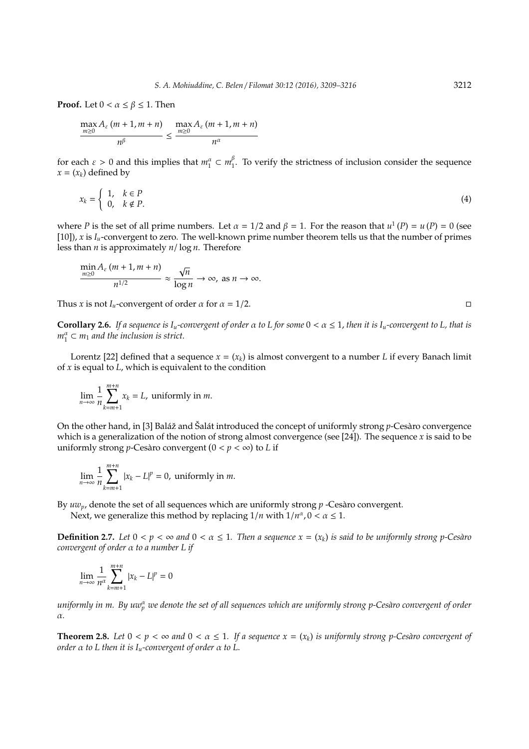**Proof.** Let $0 < \alpha \leq \beta \leq 1$. Then

$$\frac{\max\limits_{m \geq 0} A_\varepsilon(m+1, m+n)}{n^\beta} \leq \frac{\max\limits_{m \geq 0} A_\varepsilon(m+1, m+n)}{n^\alpha}$$

for each $\varepsilon > 0$ and this implies that $m_1^\alpha \subset m_1^\beta$. To verify the strictness of inclusion consider the sequence $x = (x_k)$ defined by

$$x_k = \begin{cases} 1, & k \in P \\ 0, & k \notin P. \end{cases} \tag{4}$$

where $P$ is the set of all prime numbers. Let $\alpha = 1/2$ and $\beta = 1$. For the reason that $u^1(P) = u(P) = 0$ (see [10]), $x$ is $I_u$-convergent to zero. The well-known prime number theorem tells us that the number of primes less than $n$ is approximately $n/\log n$. Therefore

$$\frac{\min\limits_{m \geq 0} A_\varepsilon(m+1, m+n)}{n^{1/2}} \approx \frac{\sqrt{n}}{\log n} \to \infty, \text{ as } n \to \infty.$$

Thus $x$ is not $I_u$-convergent of order $\alpha$ for $\alpha = 1/2$. □

**Corollary 2.6.** *If a sequence is $I_u$-convergent of order $\alpha$ to $L$ for some $0 < \alpha \leq 1$, then it is $I_u$-convergent to $L$, that is $m_1^\alpha \subset m_1$ and the inclusion is strict.*

Lorentz [22] defined that a sequence $x = (x_k)$ is almost convergent to a number $L$ if every Banach limit of $x$ is equal to $L$, which is equivalent to the condition

$$\lim_{n\to\infty} \frac{1}{n} \sum_{k=m+1}^{m+n} x_k = L, \text{ uniformly in } m.$$

On the other hand, in [3] Baláž and Šalát introduced the concept of uniformly strong $p$-Cesàro convergence which is a generalization of the notion of strong almost convergence (see [24]). The sequence $x$ is said to be uniformly strong $p$-Cesàro convergent $(0 < p < \infty)$ to $L$ if

$$\lim_{n\to\infty} \frac{1}{n} \sum_{k=m+1}^{m+n} |x_k - L|^p = 0, \text{ uniformly in } m.$$

By $uw_p$, denote the set of all sequences which are uniformly strong $p$ -Cesàro convergent.

Next, we generalize this method by replacing $1/n$ with $1/n^\alpha, 0 < \alpha \leq 1$.

**Definition 2.7.** *Let $0 < p < \infty$ and $0 < \alpha \leq 1$. Then a sequence $x = (x_k)$ is said to be uniformly strong $p$-Cesàro convergent of order $\alpha$ to a number $L$ if*

$$\lim_{n\to\infty} \frac{1}{n^\alpha} \sum_{k=m+1}^{m+n} |x_k - L|^p = 0$$

*uniformly in $m$. By $uw_p^\alpha$ we denote the set of all sequences which are uniformly strong $p$-Cesàro convergent of order $\alpha$.*

**Theorem 2.8.** *Let $0 < p < \infty$ and $0 < \alpha \leq 1$. If a sequence $x = (x_k)$ is uniformly strong $p$-Cesàro convergent of order $\alpha$ to $L$ then it is $I_u$-convergent of order $\alpha$ to $L$.*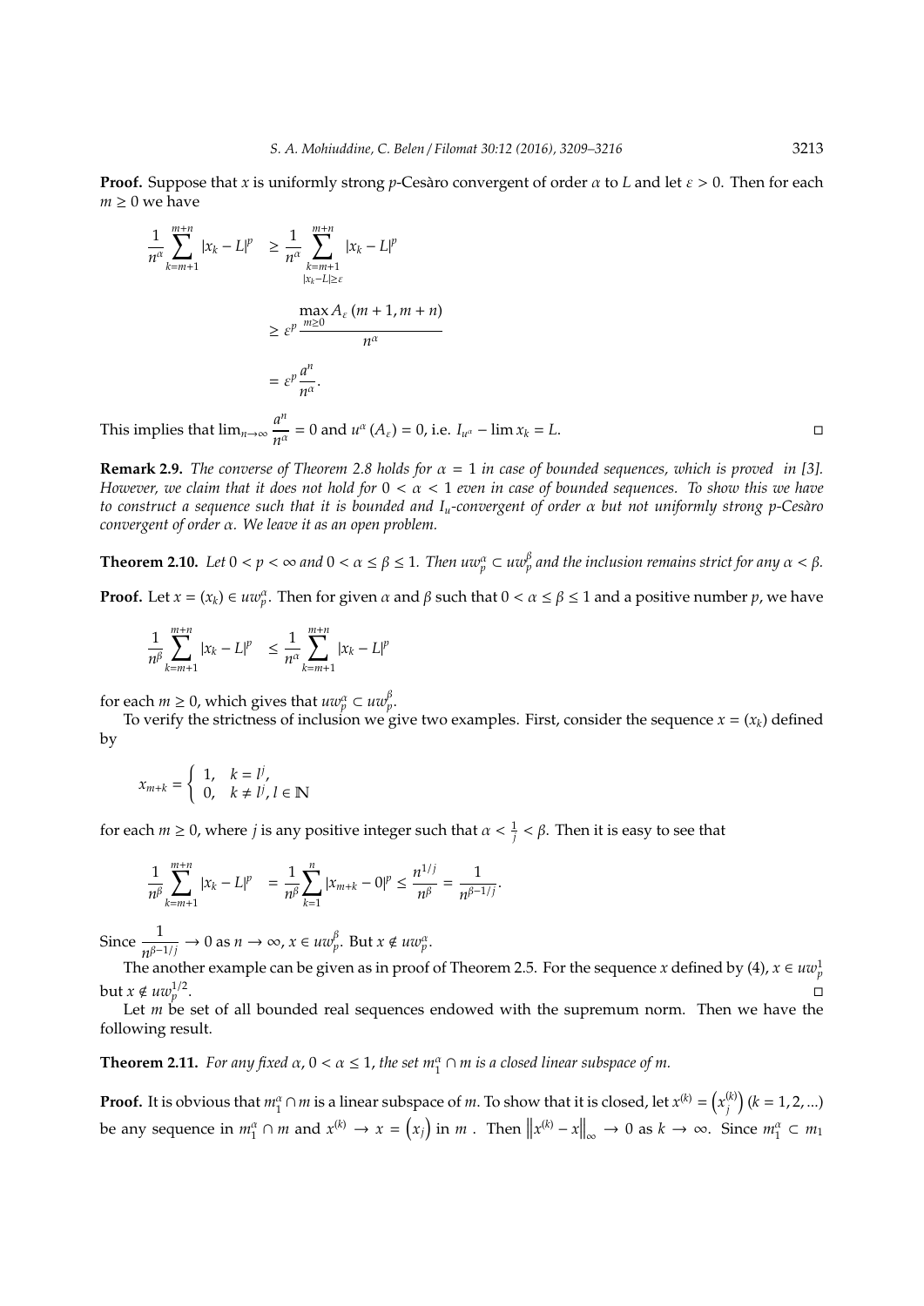**Proof.** Suppose that $x$ is uniformly strong $p$-Cesàro convergent of order $\alpha$ to $L$ and let $\varepsilon > 0$. Then for each $m \geq 0$ we have

$$\begin{aligned}
\frac{1}{n^{\alpha}} \sum_{k=m+1}^{m+n} |x_k - L|^p &\geq \frac{1}{n^{\alpha}} \sum_{\substack{k=m+1 \\ |x_k - L| \geq \varepsilon}}^{m+n} |x_k - L|^p \\
&\geq \varepsilon^p \frac{\max_{m \geq 0} A_{\varepsilon}(m+1, m+n)}{n^{\alpha}} \\
&= \varepsilon^p \frac{a^n}{n^{\alpha}}.
\end{aligned}$$

This implies that $\lim_{n\to\infty} \dfrac{a^n}{n^{\alpha}} = 0$ and $u^{\alpha}(A_{\varepsilon}) = 0$, i.e. $I_{u^{\alpha}} - \lim x_k = L$. □

**Remark 2.9.** *The converse of Theorem 2.8 holds for $\alpha = 1$ in case of bounded sequences, which is proved in [3]. However, we claim that it does not hold for $0 < \alpha < 1$ even in case of bounded sequences. To show this we have to construct a sequence such that it is bounded and $I_u$-convergent of order $\alpha$ but not uniformly strong $p$-Cesàro convergent of order $\alpha$. We leave it as an open problem.*

**Theorem 2.10.** *Let $0 < p < \infty$ and $0 < \alpha \leq \beta \leq 1$. Then $uw_p^{\alpha} \subset uw_p^{\beta}$ and the inclusion remains strict for any $\alpha < \beta$.*

**Proof.** Let $x = (x_k) \in uw_p^{\alpha}$. Then for given $\alpha$ and $\beta$ such that $0 < \alpha \leq \beta \leq 1$ and a positive number $p$, we have

$$\frac{1}{n^{\beta}} \sum_{k=m+1}^{m+n} |x_k - L|^p \leq \frac{1}{n^{\alpha}} \sum_{k=m+1}^{m+n} |x_k - L|^p$$

for each $m \geq 0$, which gives that $uw_p^{\alpha} \subset uw_p^{\beta}$.

To verify the strictness of inclusion we give two examples. First, consider the sequence $x = (x_k)$ defined by

$$x_{m+k} = \begin{cases} 1, & k = l^j, \\ 0, & k \neq l^j, \, l \in \mathbb{N} \end{cases}$$

for each $m \geq 0$, where $j$ is any positive integer such that $\alpha < \frac{1}{j} < \beta$. Then it is easy to see that

$$\frac{1}{n^{\beta}} \sum_{k=m+1}^{m+n} |x_k - L|^p = \frac{1}{n^{\beta}} \sum_{k=1}^{n} |x_{m+k} - 0|^p \leq \frac{n^{1/j}}{n^{\beta}} = \frac{1}{n^{\beta - 1/j}}.$$

Since $\dfrac{1}{n^{\beta-1/j}} \to 0$ as $n \to \infty$, $x \in uw_p^{\beta}$. But $x \notin uw_p^{\alpha}$.

The another example can be given as in proof of Theorem 2.5. For the sequence $x$ defined by (4), $x \in uw_p^1$ but $x \notin uw_p^{1/2}$. □

Let $m$ be set of all bounded real sequences endowed with the supremum norm. Then we have the following result.

**Theorem 2.11.** *For any fixed $\alpha$, $0 < \alpha \leq 1$, the set $m_1^{\alpha} \cap m$ is a closed linear subspace of $m$.*

**Proof.** It is obvious that $m_1^{\alpha} \cap m$ is a linear subspace of $m$. To show that it is closed, let $x^{(k)} = \left(x_j^{(k)}\right)$ $(k = 1, 2, ...)$ be any sequence in $m_1^{\alpha} \cap m$ and $x^{(k)} \to x = (x_j)$ in $m$. Then $\left\|x^{(k)} - x\right\|_{\infty} \to 0$ as $k \to \infty$. Since $m_1^{\alpha} \subset m_1$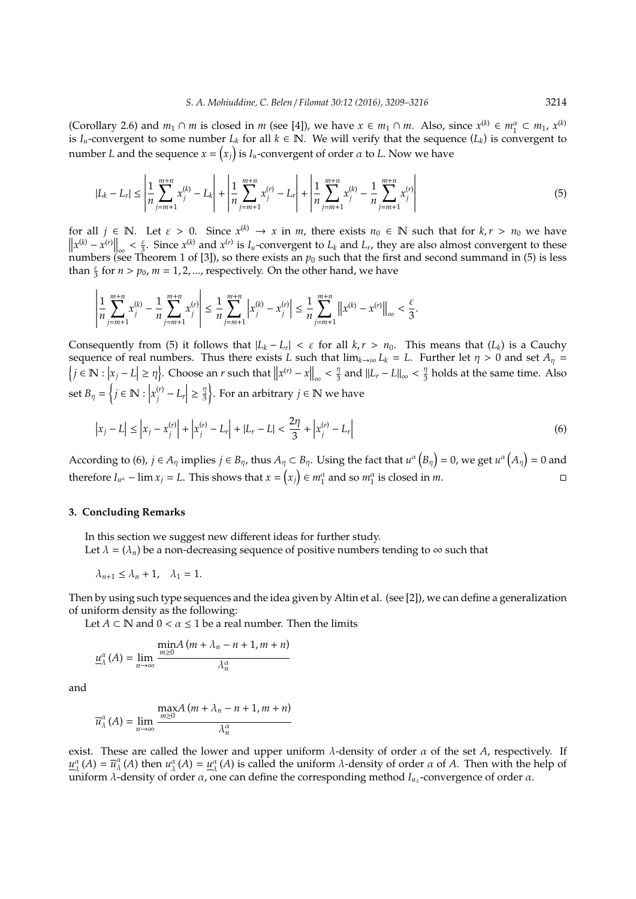(Corollary 2.6) and $m_1 \cap m$ is closed in $m$ (see [4]), we have $x \in m_1 \cap m$. Also, since $x^{(k)} \in m_1^{\alpha} \subset m_1$, $x^{(k)}$ is $I_u$-convergent to some number $L_k$ for all $k \in \mathbb{N}$. We will verify that the sequence $(L_k)$ is convergent to number $L$ and the sequence $x = \left(x_j\right)$ is $I_u$-convergent of order $\alpha$ to $L$. Now we have

$$|L_k - L_r| \leq \left| \frac{1}{n} \sum_{j=m+1}^{m+n} x_j^{(k)} - L_k \right| + \left| \frac{1}{n} \sum_{j=m+1}^{m+n} x_j^{(r)} - L_r \right| + \left| \frac{1}{n} \sum_{j=m+1}^{m+n} x_j^{(k)} - \frac{1}{n} \sum_{j=m+1}^{m+n} x_j^{(r)} \right| \tag{5}$$

for all $j \in \mathbb{N}$. Let $\varepsilon > 0$. Since $x^{(k)} \to x$ in $m$, there exists $n_0 \in \mathbb{N}$ such that for $k, r > n_0$ we have $\left\|x^{(k)} - x^{(r)}\right\|_{\infty} < \frac{\varepsilon}{3}$. Since $x^{(k)}$ and $x^{(r)}$ is $I_u$-convergent to $L_k$ and $L_r$, they are also almost convergent to these numbers (see Theorem 1 of [3]), so there exists an $p_0$ such that the first and second summand in (5) is less than $\frac{\varepsilon}{3}$ for $n > p_0$, $m = 1, 2, ...,$ respectively. On the other hand, we have

$$\left| \frac{1}{n} \sum_{j=m+1}^{m+n} x_j^{(k)} - \frac{1}{n} \sum_{j=m+1}^{m+n} x_j^{(r)} \right| \leq \frac{1}{n} \sum_{j=m+1}^{m+n} \left| x_j^{(k)} - x_j^{(r)} \right| \leq \frac{1}{n} \sum_{j=m+1}^{m+n} \left\| x^{(k)} - x^{(r)} \right\|_{\infty} < \frac{\varepsilon}{3}.$$

Consequently from (5) it follows that $|L_k - L_r| < \varepsilon$ for all $k, r > n_0$. This means that $(L_k)$ is a Cauchy sequence of real numbers. Thus there exists $L$ such that $\lim_{k \to \infty} L_k = L$. Further let $\eta > 0$ and set $A_\eta = \left\{j \in \mathbb{N} : \left|x_j - L\right| \geq \eta\right\}$. Choose an $r$ such that $\left\|x^{(r)} - x\right\|_{\infty} < \frac{\eta}{3}$ and $\|L_r - L\|_{\infty} < \frac{\eta}{3}$ holds at the same time. Also set $B_\eta = \left\{j \in \mathbb{N} : \left|x_j^{(r)} - L_r\right| \geq \frac{\eta}{3}\right\}$. For an arbitrary $j \in \mathbb{N}$ we have

$$\left|x_j - L\right| \leq \left|x_j - x_j^{(r)}\right| + \left|x_j^{(r)} - L_r\right| + |L_r - L| < \frac{2\eta}{3} + \left|x_j^{(r)} - L_r\right| \tag{6}$$

According to (6), $j \in A_\eta$ implies $j \in B_\eta$, thus $A_\eta \subset B_\eta$. Using the fact that $u^{\alpha}\left(B_\eta\right) = 0$, we get $u^{\alpha}\left(A_\eta\right) = 0$ and therefore $I_{u^{\alpha}} - \lim x_j = L$. This shows that $x = \left(x_j\right) \in m_1^{\alpha}$ and so $m_1^{\alpha}$ is closed in $m$. □

## 3. Concluding Remarks

In this section we suggest new different ideas for further study.

Let $\lambda = (\lambda_n)$ be a non-decreasing sequence of positive numbers tending to $\infty$ such that

$$\lambda_{n+1} \leq \lambda_n + 1, \quad \lambda_1 = 1.$$

Then by using such type sequences and the idea given by Altin et al. (see [2]), we can define a generalization of uniform density as the following:

Let $A \subset \mathbb{N}$ and $0 < \alpha \leq 1$ be a real number. Then the limits

$$\underline{u}_{\lambda}^{\alpha}(A) = \lim_{n \to \infty} \frac{\min\limits_{m \geq 0} A\,(m + \lambda_n - n + 1, m + n)}{\lambda_n^{\alpha}}$$

and

$$\overline{u}_{\lambda}^{\alpha}(A) = \lim_{n \to \infty} \frac{\max\limits_{m \geq 0} A\,(m + \lambda_n - n + 1, m + n)}{\lambda_n^{\alpha}}$$

exist. These are called the lower and upper uniform $\lambda$-density of order $\alpha$ of the set $A$, respectively. If $\underline{u}_{\lambda}^{\alpha}(A) = \overline{u}_{\lambda}^{\alpha}(A)$ then $u_{\lambda}^{\alpha}(A) = \underline{u}_{\lambda}^{\alpha}(A)$ is called the uniform $\lambda$-density of order $\alpha$ of $A$. Then with the help of uniform $\lambda$-density of order $\alpha$, one can define the corresponding method $I_{u_{\lambda}}$-convergence of order $\alpha$.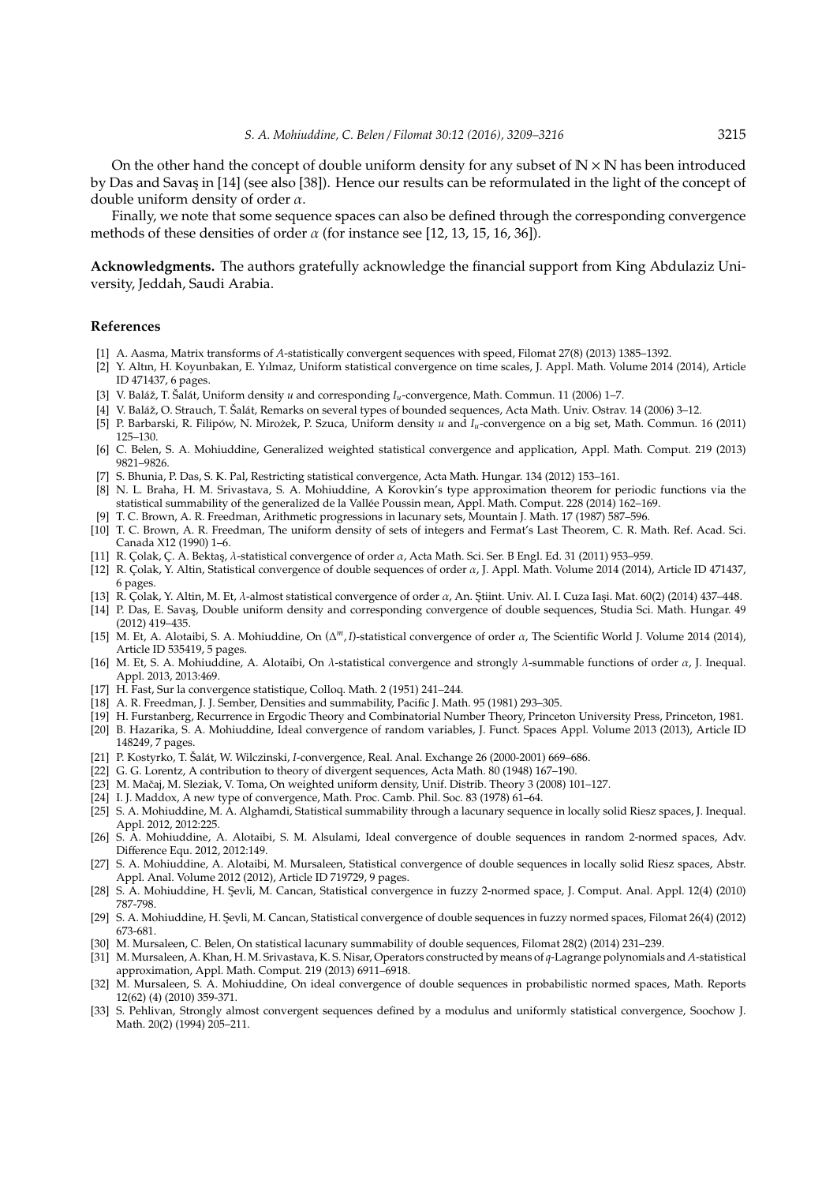On the other hand the concept of double uniform density for any subset of $\mathbb{N} \times \mathbb{N}$ has been introduced by Das and Savaş in [14] (see also [38]). Hence our results can be reformulated in the light of the concept of double uniform density of order $\alpha$.

Finally, we note that some sequence spaces can also be defined through the corresponding convergence methods of these densities of order $\alpha$ (for instance see [12, 13, 15, 16, 36]).

**Acknowledgments.** The authors gratefully acknowledge the financial support from King Abdulaziz University, Jeddah, Saudi Arabia.

## References

[1] A. Aasma, Matrix transforms of $A$-statistically convergent sequences with speed, Filomat 27(8) (2013) 1385–1392.

[2] Y. Altın, H. Koyunbakan, E. Yılmaz, Uniform statistical convergence on time scales, J. Appl. Math. Volume 2014 (2014), Article ID 471437, 6 pages.

[3] V. Baláž, T. Šalát, Uniform density $u$ and corresponding $I_u$-convergence, Math. Commun. 11 (2006) 1–7.

[4] V. Baláž, O. Strauch, T. Šalát, Remarks on several types of bounded sequences, Acta Math. Univ. Ostrav. 14 (2006) 3–12.

[5] P. Barbarski, R. Filipów, N. Mirożek, P. Szuca, Uniform density $u$ and $I_u$-convergence on a big set, Math. Commun. 16 (2011) 125–130.

[6] C. Belen, S. A. Mohiuddine, Generalized weighted statistical convergence and application, Appl. Math. Comput. 219 (2013) 9821–9826.

[7] S. Bhunia, P. Das, S. K. Pal, Restricting statistical convergence, Acta Math. Hungar. 134 (2012) 153–161.

[8] N. L. Braha, H. M. Srivastava, S. A. Mohiuddine, A Korovkin's type approximation theorem for periodic functions via the statistical summability of the generalized de la Vallée Poussin mean, Appl. Math. Comput. 228 (2014) 162–169.

[9] T. C. Brown, A. R. Freedman, Arithmetic progressions in lacunary sets, Mountain J. Math. 17 (1987) 587–596.

[10] T. C. Brown, A. R. Freedman, The uniform density of sets of integers and Fermat's Last Theorem, C. R. Math. Ref. Acad. Sci. Canada X12 (1990) 1–6.

[11] R. Çolak, Ç. A. Bektaş, $\lambda$-statistical convergence of order $\alpha$, Acta Math. Sci. Ser. B Engl. Ed. 31 (2011) 953–959.

[12] R. Çolak, Y. Altin, Statistical convergence of double sequences of order $\alpha$, J. Appl. Math. Volume 2014 (2014), Article ID 471437, 6 pages.

[13] R. Çolak, Y. Altin, M. Et, $\lambda$-almost statistical convergence of order $\alpha$, An. Ştiint. Univ. Al. I. Cuza Iaşi. Mat. 60(2) (2014) 437–448.

[14] P. Das, E. Savaş, Double uniform density and corresponding convergence of double sequences, Studia Sci. Math. Hungar. 49 (2012) 419–435.

[15] M. Et, A. Alotaibi, S. A. Mohiuddine, On $(\Delta^m, I)$-statistical convergence of order $\alpha$, The Scientific World J. Volume 2014 (2014), Article ID 535419, 5 pages.

[16] M. Et, S. A. Mohiuddine, A. Alotaibi, On $\lambda$-statistical convergence and strongly $\lambda$-summable functions of order $\alpha$, J. Inequal. Appl. 2013, 2013:469.

[17] H. Fast, Sur la convergence statistique, Colloq. Math. 2 (1951) 241–244.

[18] A. R. Freedman, J. J. Sember, Densities and summability, Pacific J. Math. 95 (1981) 293–305.

[19] H. Furstanberg, Recurrence in Ergodic Theory and Combinatorial Number Theory, Princeton University Press, Princeton, 1981.

[20] B. Hazarika, S. A. Mohiuddine, Ideal convergence of random variables, J. Funct. Spaces Appl. Volume 2013 (2013), Article ID 148249, 7 pages.

[21] P. Kostyrko, T. Šalát, W. Wilczinski, $I$-convergence, Real. Anal. Exchange 26 (2000-2001) 669–686.

[22] G. G. Lorentz, A contribution to theory of divergent sequences, Acta Math. 80 (1948) 167–190.

[23] M. Mačaj, M. Sleziak, V. Toma, On weighted uniform density, Unif. Distrib. Theory 3 (2008) 101–127.

[24] I. J. Maddox, A new type of convergence, Math. Proc. Camb. Phil. Soc. 83 (1978) 61–64.

[25] S. A. Mohiuddine, M. A. Alghamdi, Statistical summability through a lacunary sequence in locally solid Riesz spaces, J. Inequal. Appl. 2012, 2012:225.

[26] S. A. Mohiuddine, A. Alotaibi, S. M. Alsulami, Ideal convergence of double sequences in random 2-normed spaces, Adv. Difference Equ. 2012, 2012:149.

[27] S. A. Mohiuddine, A. Alotaibi, M. Mursaleen, Statistical convergence of double sequences in locally solid Riesz spaces, Abstr. Appl. Anal. Volume 2012 (2012), Article ID 719729, 9 pages.

[28] S. A. Mohiuddine, H. Şevli, M. Cancan, Statistical convergence in fuzzy 2-normed space, J. Comput. Anal. Appl. 12(4) (2010) 787-798.

[29] S. A. Mohiuddine, H. Şevli, M. Cancan, Statistical convergence of double sequences in fuzzy normed spaces, Filomat 26(4) (2012) 673-681.

[30] M. Mursaleen, C. Belen, On statistical lacunary summability of double sequences, Filomat 28(2) (2014) 231–239.

[31] M. Mursaleen, A. Khan, H. M. Srivastava, K. S. Nisar, Operators constructed by means of $q$-Lagrange polynomials and $A$-statistical approximation, Appl. Math. Comput. 219 (2013) 6911–6918.

[32] M. Mursaleen, S. A. Mohiuddine, On ideal convergence of double sequences in probabilistic normed spaces, Math. Reports 12(62) (4) (2010) 359-371.

[33] S. Pehlivan, Strongly almost convergent sequences defined by a modulus and uniformly statistical convergence, Soochow J. Math. 20(2) (1994) 205–211.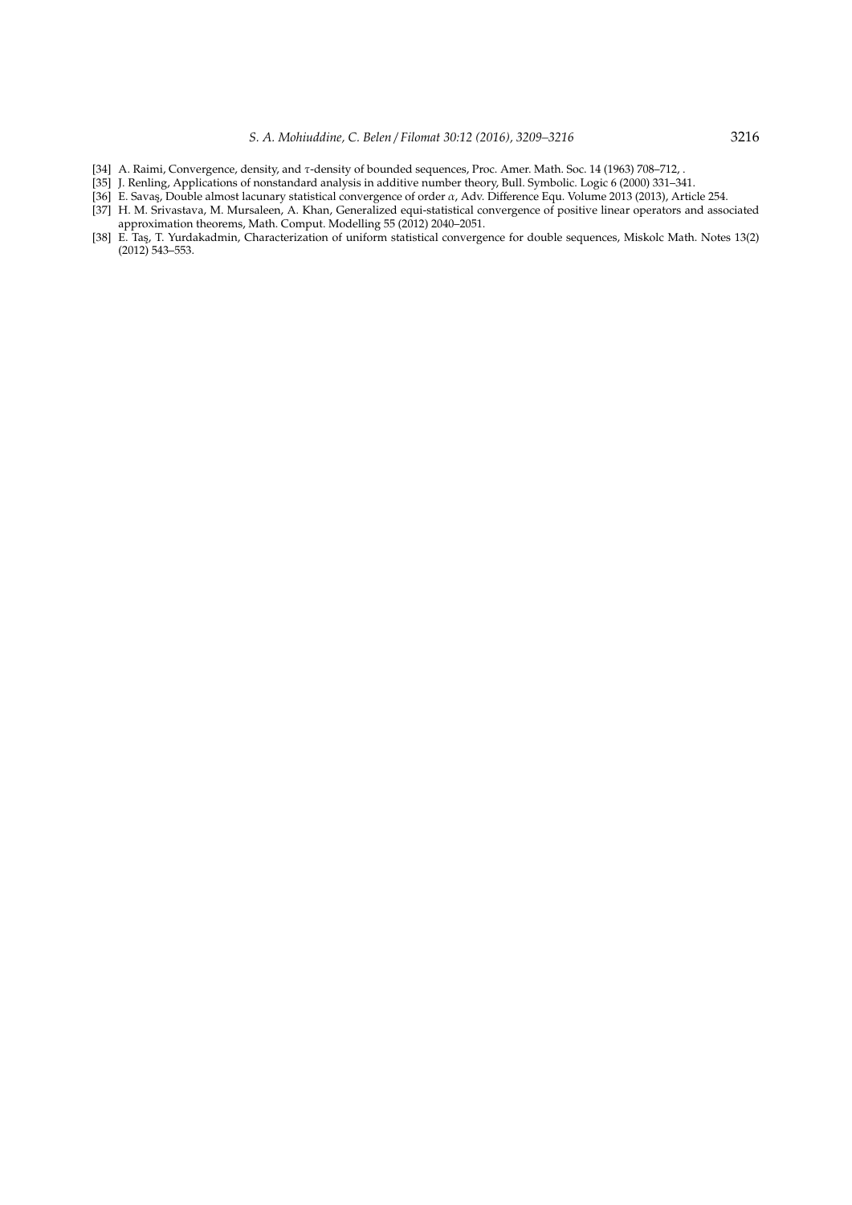[34] A. Raimi, Convergence, density, and $\tau$-density of bounded sequences, Proc. Amer. Math. Soc. 14 (1963) 708–712, .

[35] J. Renling, Applications of nonstandard analysis in additive number theory, Bull. Symbolic. Logic 6 (2000) 331–341.

[36] E. Savaş, Double almost lacunary statistical convergence of order $\alpha$, Adv. Difference Equ. Volume 2013 (2013), Article 254.

[37] H. M. Srivastava, M. Mursaleen, A. Khan, Generalized equi-statistical convergence of positive linear operators and associated approximation theorems, Math. Comput. Modelling 55 (2012) 2040–2051.

[38] E. Taş, T. Yurdakadmin, Characterization of uniform statistical convergence for double sequences, Miskolc Math. Notes 13(2) (2012) 543–553.